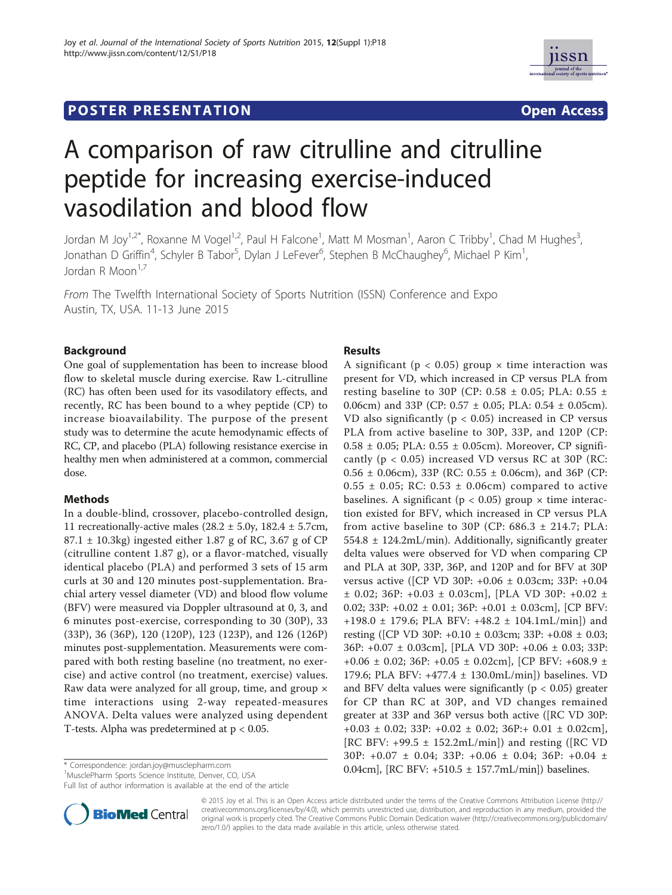POSTER PRESENTATION

Open Access

# A comparison of raw citrulline and citrulline peptide for increasing exercise-induced vasodilation and blood flow

Jordan M Joy[1,2*], Roxanne M Vogel[1,2], Paul H Falcone[1], Matt M Mosman[1], Aaron C Tribby[1], Chad M Hughes[3], Jonathan D Griffin[4], Schyler B Tabor[5], Dylan J LeFever[6], Stephen B McChaughey[6], Michael P Kim[1], Jordan R Moon[1,7]

*From* The Twelfth International Society of Sports Nutrition (ISSN) Conference and Expo
Austin, TX, USA. 11-13 June 2015

## Background

One goal of supplementation has been to increase blood flow to skeletal muscle during exercise. Raw L-citrulline (RC) has often been used for its vasodilatory effects, and recently, RC has been bound to a whey peptide (CP) to increase bioavailability. The purpose of the present study was to determine the acute hemodynamic effects of RC, CP, and placebo (PLA) following resistance exercise in healthy men when administered at a common, commercial dose.

## Methods

In a double-blind, crossover, placebo-controlled design, 11 recreationally-active males (28.2 ± 5.0y, 182.4 ± 5.7cm, 87.1 ± 10.3kg) ingested either 1.87 g of RC, 3.67 g of CP (citrulline content 1.87 g), or a flavor-matched, visually identical placebo (PLA) and performed 3 sets of 15 arm curls at 30 and 120 minutes post-supplementation. Brachial artery vessel diameter (VD) and blood flow volume (BFV) were measured via Doppler ultrasound at 0, 3, and 6 minutes post-exercise, corresponding to 30 (30P), 33 (33P), 36 (36P), 120 (120P), 123 (123P), and 126 (126P) minutes post-supplementation. Measurements were compared with both resting baseline (no treatment, no exercise) and active control (no treatment, exercise) values. Raw data were analyzed for all group, time, and group × time interactions using 2-way repeated-measures ANOVA. Delta values were analyzed using dependent T-tests. Alpha was predetermined at $p < 0.05$.

## Results

A significant ($p < 0.05$) group × time interaction was present for VD, which increased in CP versus PLA from resting baseline to 30P (CP: 0.58 ± 0.05; PLA: 0.55 ± 0.06cm) and 33P (CP: 0.57 ± 0.05; PLA: 0.54 ± 0.05cm). VD also significantly ($p < 0.05$) increased in CP versus PLA from active baseline to 30P, 33P, and 120P (CP: 0.58 ± 0.05; PLA: 0.55 ± 0.05cm). Moreover, CP significantly ($p < 0.05$) increased VD versus RC at 30P (RC: 0.56 ± 0.06cm), 33P (RC: 0.55 ± 0.06cm), and 36P (CP: 0.55 ± 0.05; RC: 0.53 ± 0.06cm) compared to active baselines. A significant ($p < 0.05$) group × time interaction existed for BFV, which increased in CP versus PLA from active baseline to 30P (CP: 686.3 ± 214.7; PLA: 554.8 ± 124.2mL/min). Additionally, significantly greater delta values were observed for VD when comparing CP and PLA at 30P, 33P, 36P, and 120P and for BFV at 30P versus active ([CP VD 30P: +0.06 ± 0.03cm; 33P: +0.04 ± 0.02; 36P: +0.03 ± 0.03cm], [PLA VD 30P: +0.02 ± 0.02; 33P: +0.02 ± 0.01; 36P: +0.01 ± 0.03cm], [CP BFV: +198.0 ± 179.6; PLA BFV: +48.2 ± 104.1mL/min]) and resting ([CP VD 30P: +0.10 ± 0.03cm; 33P: +0.08 ± 0.03; 36P: +0.07 ± 0.03cm], [PLA VD 30P: +0.06 ± 0.03; 33P: +0.06 ± 0.02; 36P: +0.05 ± 0.02cm], [CP BFV: +608.9 ± 179.6; PLA BFV: +477.4 ± 130.0mL/min]) baselines. VD and BFV delta values were significantly ($p < 0.05$) greater for CP than RC at 30P, and VD changes remained greater at 33P and 36P versus both active ([RC VD 30P: +0.03 ± 0.02; 33P: +0.02 ± 0.02; 36P:+ 0.01 ± 0.02cm], [RC BFV: +99.5 ± 152.2mL/min]) and resting ([RC VD 30P: +0.07 ± 0.04; 33P: +0.06 ± 0.04; 36P: +0.04 ± 0.04cm], [RC BFV: +510.5 ± 157.7mL/min]) baselines.

\* Correspondence: jordan.joy@musclepharm.com
[1]MusclePharm Sports Science Institute, Denver, CO, USA
Full list of author information is available at the end of the article

© 2015 Joy et al. This is an Open Access article distributed under the terms of the Creative Commons Attribution License (http://creativecommons.org/licenses/by/4.0), which permits unrestricted use, distribution, and reproduction in any medium, provided the original work is properly cited. The Creative Commons Public Domain Dedication waiver (http://creativecommons.org/publicdomain/zero/1.0/) applies to the data made available in this article, unless otherwise stated.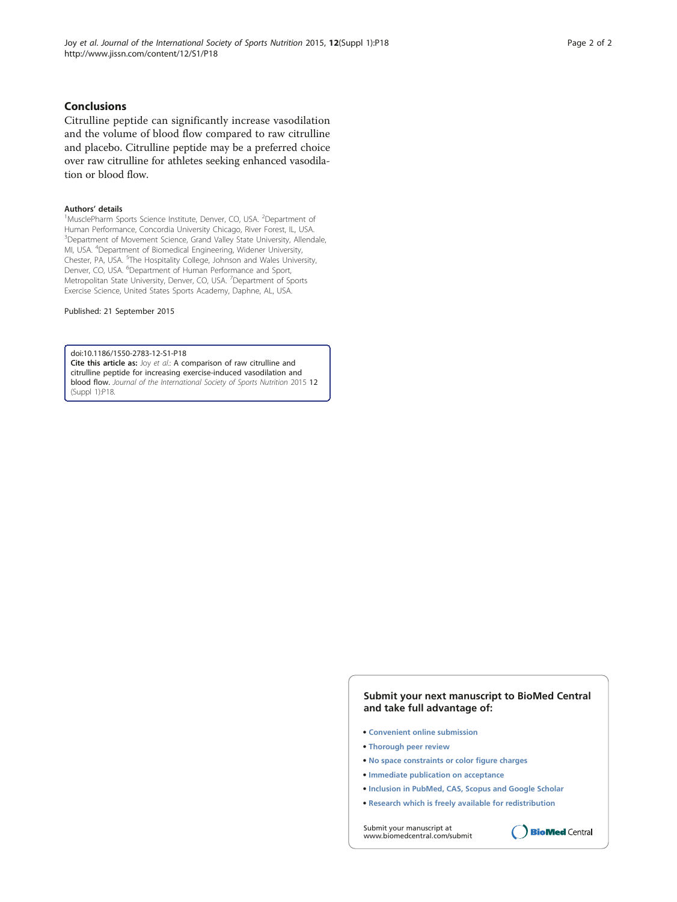## Conclusions

Citrulline peptide can significantly increase vasodilation and the volume of blood flow compared to raw citrulline and placebo. Citrulline peptide may be a preferred choice over raw citrulline for athletes seeking enhanced vasodilation or blood flow.

#### Authors' details

[1]MusclePharm Sports Science Institute, Denver, CO, USA. [2]Department of Human Performance, Concordia University Chicago, River Forest, IL, USA. [3]Department of Movement Science, Grand Valley State University, Allendale, MI, USA. [4]Department of Biomedical Engineering, Widener University, Chester, PA, USA. [5]The Hospitality College, Johnson and Wales University, Denver, CO, USA. [6]Department of Human Performance and Sport, Metropolitan State University, Denver, CO, USA. [7]Department of Sports Exercise Science, United States Sports Academy, Daphne, AL, USA.

Published: 21 September 2015

doi:10.1186/1550-2783-12-S1-P18
**Cite this article as:** Joy *et al.*: A comparison of raw citrulline and citrulline peptide for increasing exercise-induced vasodilation and blood flow. *Journal of the International Society of Sports Nutrition* 2015 **12** (Suppl 1):P18.

**Submit your next manuscript to BioMed Central and take full advantage of:**

- Convenient online submission
- Thorough peer review
- No space constraints or color figure charges
- Immediate publication on acceptance
- Inclusion in PubMed, CAS, Scopus and Google Scholar
- Research which is freely available for redistribution

Submit your manuscript at
www.biomedcentral.com/submit

BioMed Central